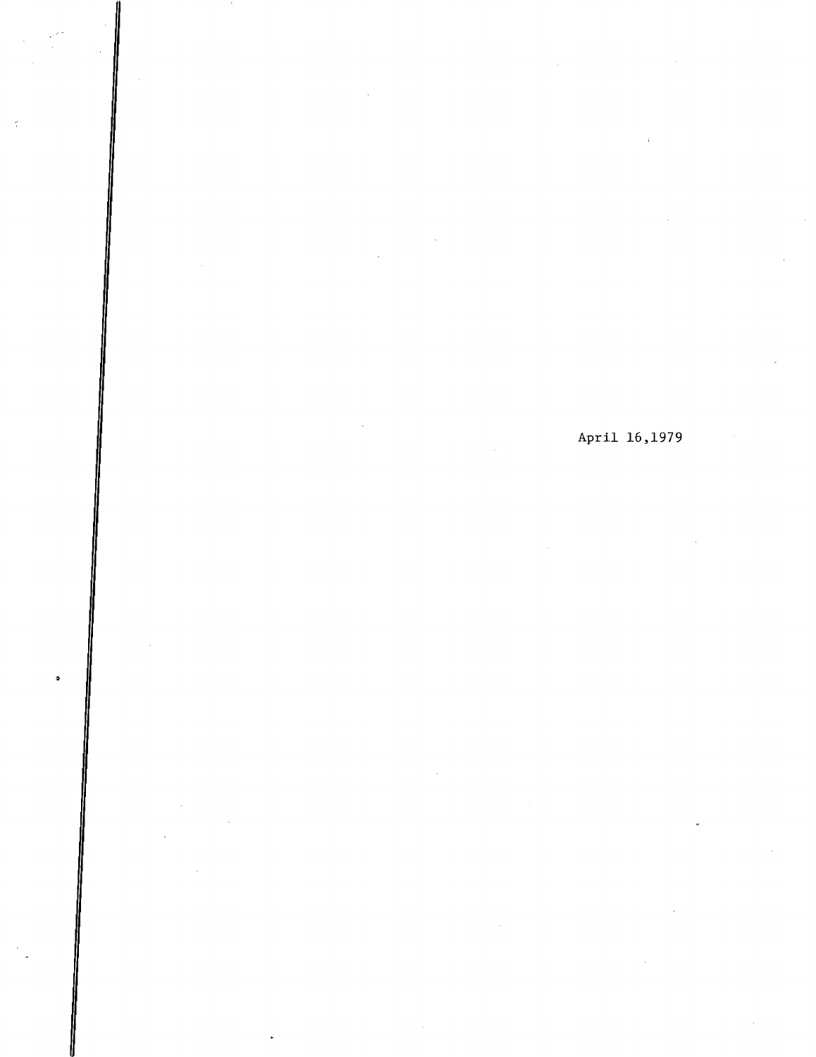April 16,1979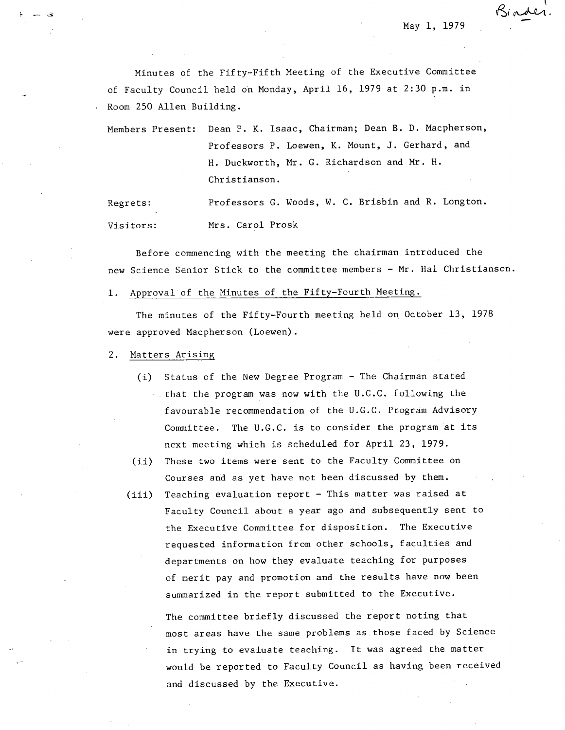Binder.

May 1, 1979

Minutes of the Fifty-Fifth Meeting of the Executive Committee of Faculty Council held on Monday, April 16, 1979 at 2:30 p.m. in Room 250 Allen Building.

Members Present: Dean P. K. Isaac, Chairman; Dean B. D. Macpherson, Professors P. Loewen, K. Mount, J. Gerhard, and H. Duckworth, Mr. G. Richardson and Mr. H. Christianson.

Regrets: Professors G. Woods, W. C. Brisbin and R. Longton.

Visitors: Mrs. Carol Prosk

Before commencing with the meeting the chairman introduced the new Science Senior Stick to the committee members - Mr. Hal Christianson.

1. Approval of the Minutes of the Fifty-Fourth Meeting.

The minutes of the Fifty-Fourth meeting held on October 13, 1978 were approved Macpherson (Loewen).

2. Matters Arising

(i) Status of the New Degree Program - The Chairman stated that the program was now with the U.G.C. following the favourable recommendation of the U.G.C. Program Advisory Committee. The U.G.C. is to consider the program at its next meeting which is scheduled for April 23, 1979.

(ii) These two items were sent to the Faculty Committee on Courses and as yet have not been discussed by them.

(iii) Teaching evaluation report - This matter was raised at Faculty Council about a year ago and subsequently sent to the Executive Committee for disposition. The Executive requested information from other schools, faculties and departments on how they evaluate teaching for purposes of merit pay and promotion and the results have now been summarized in the report submitted to the Executive.

The committee briefly discussed the report noting that most areas have the same problems as those faced by Science in trying to evaluate teaching. It was agreed the matter would be reported to Faculty Council as having been received and discussed by the Executive.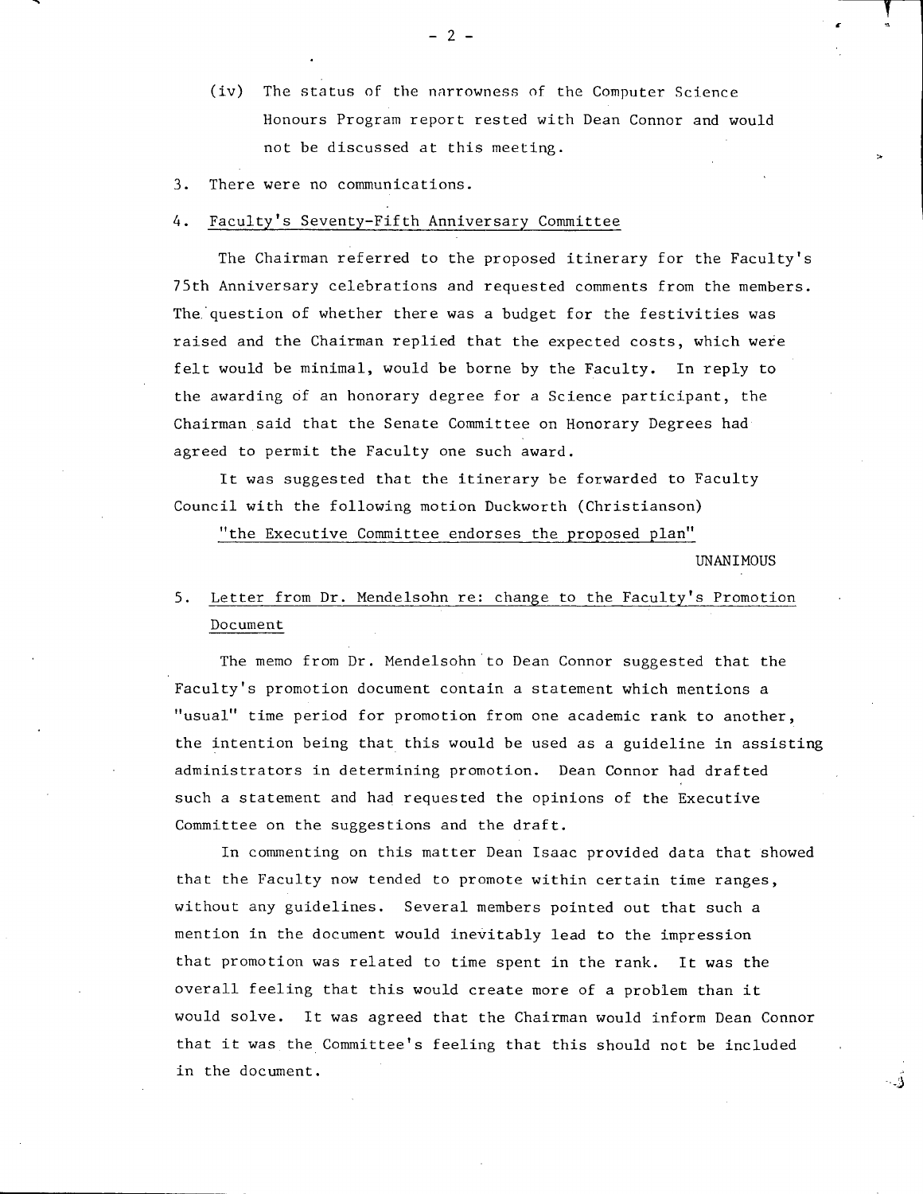(iv) The status of the narrowness of the Computer Science Honours Program report rested with Dean Connor and would not be discussed at this meeting.

3. There were no communications.

4. Faculty's Seventy-Fifth Anniversary Committee

The Chairman referred to the proposed itinerary for the Faculty's 75th Anniversary celebrations and requested comments from the members. The question of whether there was a budget for the festivities was raised and the Chairman replied that the expected costs, which were felt would be minimal, would be borne by the Faculty. In reply to the awarding of an honorary degree for a Science participant, the Chairman said that the Senate Committee on Honorary Degrees had agreed to permit the Faculty one such award.

It was suggested that the itinerary be forwarded to Faculty Council with the following motion Duckworth (Christianson)

"the Executive Committee endorses the proposed plan"

UNANIMOUS

5. Letter from Dr. Mendelsohn re: change to the Faculty's Promotion Document

The memo from Dr. Mendelsohn to Dean Connor suggested that the Faculty's promotion document contain a statement which mentions a "usual" time period for promotion from one academic rank to another, the intention being that this would be used as a guideline in assisting administrators in determining promotion. Dean Connor had drafted such a statement and had requested the opinions of the Executive Committee on the suggestions and the draft.

In commenting on this matter Dean Isaac provided data that showed that the Faculty now tended to promote within certain time ranges, without any guidelines. Several members pointed out that such a mention in the document would inevitably lead to the impression that promotion was related to time spent in the rank. It was the overall feeling that this would create more of a problem than it would solve. It was agreed that the Chairman would inform Dean Connor that it was the Committee's feeling that this should not be included in the document.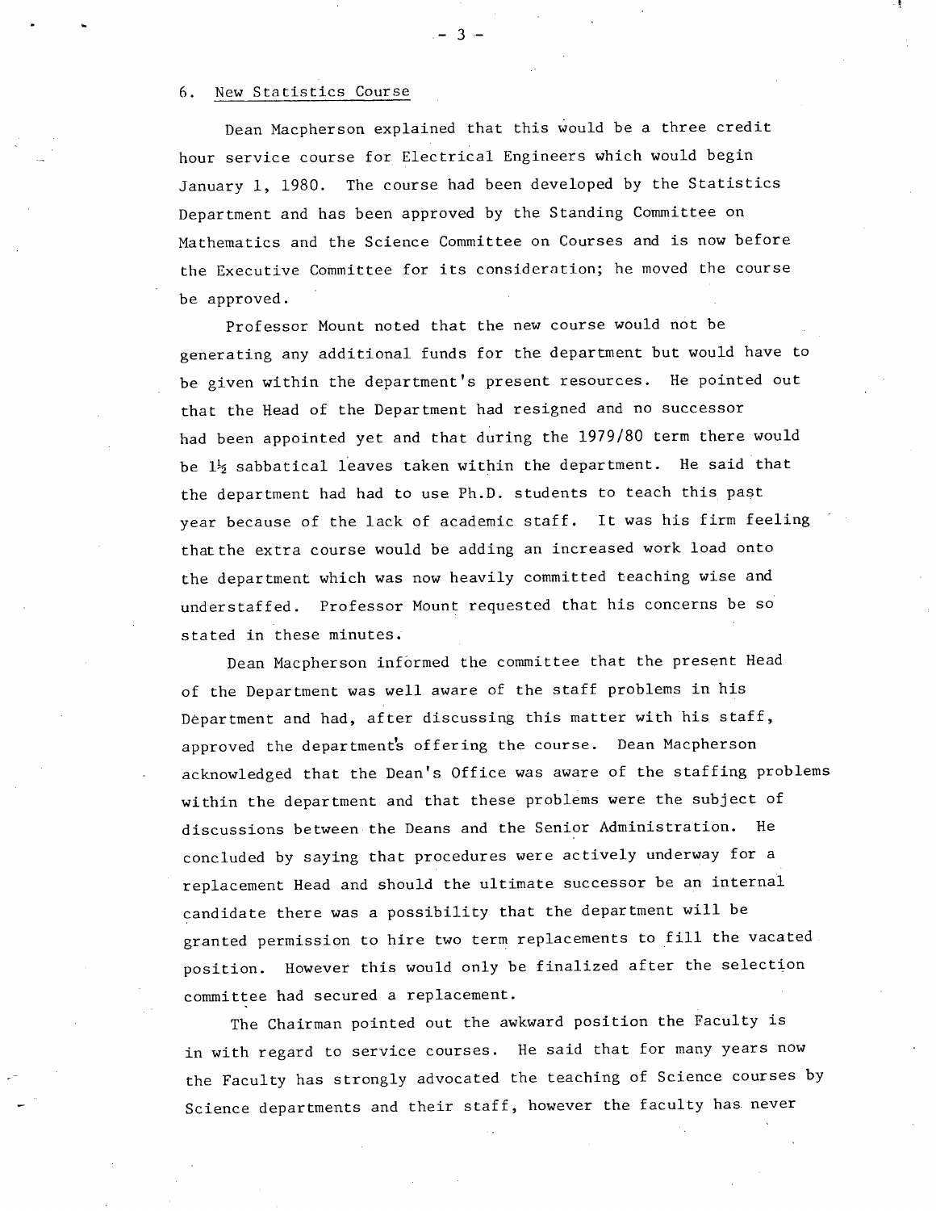## 6. New Statistics Course

Dean Macpherson explained that this would be a three credit hour service course for Electrical Engineers which would begin January 1, 1980. The course had been developed by the Statistics Department and has been approved by the Standing Committee on Mathematics and the Science Committee on Courses and is now before the Executive Committee for its consideration; he moved the course be approved.

Professor Mount noted that the new course would not be generating any additional funds for the department but would have to be given within the department's present resources. He pointed out that the Head of the Department had resigned and no successor had been appointed yet and that during the 1979/80 term there would be 1½ sabbatical leaves taken within the department. He said that the department had had to use Ph.D. students to teach this past year because of the lack of academic staff. It was his firm feeling that the extra course would be adding an increased work load onto the department which was now heavily committed teaching wise and understaffed. Professor Mount requested that his concerns be so stated in these minutes.

Dean Macpherson informed the committee that the present Head of the Department was well aware of the staff problems in his Department and had, after discussing this matter with his staff, approved the department's offering the course. Dean Macpherson acknowledged that the Dean's Office was aware of the staffing problems within the department and that these problems were the subject of discussions between the Deans and the Senior Administration. He concluded by saying that procedures were actively underway for a replacement Head and should the ultimate successor be an internal candidate there was a possibility that the department will be granted permission to hire two term replacements to fill the vacated position. However this would only be finalized after the selection committee had secured a replacement.

The Chairman pointed out the awkward position the Faculty is in with regard to service courses. He said that for many years now the Faculty has strongly advocated the teaching of Science courses by Science departments and their staff, however the faculty has never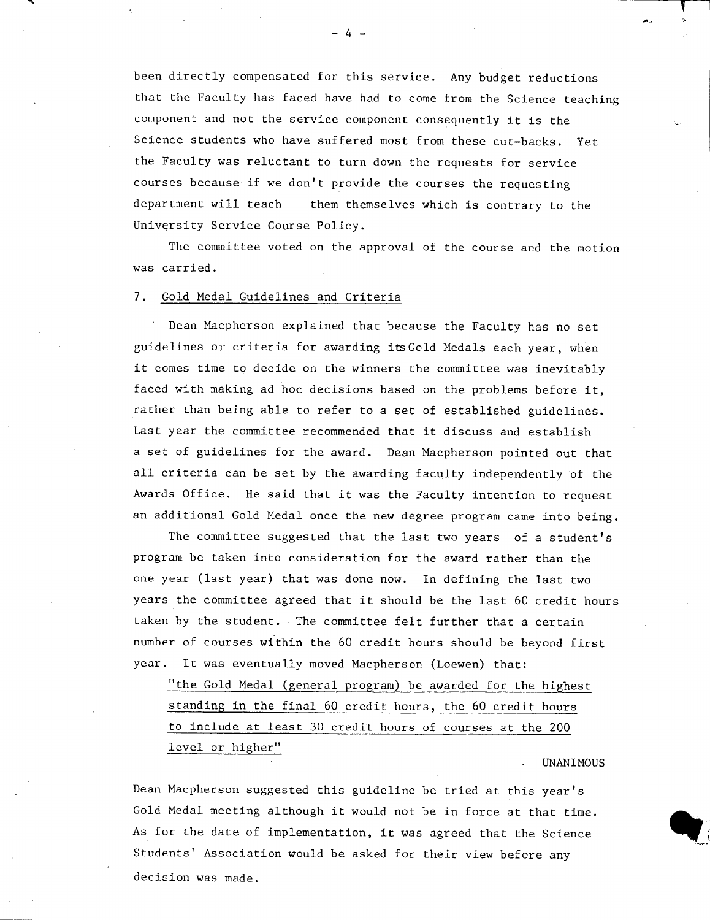been directly compensated for this service. Any budget reductions that the Faculty has faced have had to come from the Science teaching component and not the service component consequently it is the Science students who have suffered most from these cut-backs. Yet the Faculty was reluctant to turn down the requests for service courses because if we don't provide the courses the requesting department will teach them themselves which is contrary to the University Service Course Policy.

The committee voted on the approval of the course and the motion was carried.

7. Gold Medal Guidelines and Criteria

Dean Macpherson explained that because the Faculty has no set guidelines or criteria for awarding its Gold Medals each year, when it comes time to decide on the winners the committee was inevitably faced with making ad hoc decisions based on the problems before it, rather than being able to refer to a set of established guidelines. Last year the committee recommended that it discuss and establish a set of guidelines for the award. Dean Macpherson pointed out that all criteria can be set by the awarding faculty independently of the Awards Office. He said that it was the Faculty intention to request an additional Gold Medal once the new degree program came into being.

The committee suggested that the last two years of a student's program be taken into consideration for the award rather than the one year (last year) that was done now. In defining the last two years the committee agreed that it should be the last 60 credit hours taken by the student. The committee felt further that a certain number of courses within the 60 credit hours should be beyond first year. It was eventually moved Macpherson (Loewen) that:

"the Gold Medal (general program) be awarded for the highest standing in the final 60 credit hours, the 60 credit hours to include at least 30 credit hours of courses at the 200 level or higher"

UNANIMOUS

Dean Macpherson suggested this guideline be tried at this year's Gold Medal meeting although it would not be in force at that time. As for the date of implementation, it was agreed that the Science Students' Association would be asked for their view before any decision was made.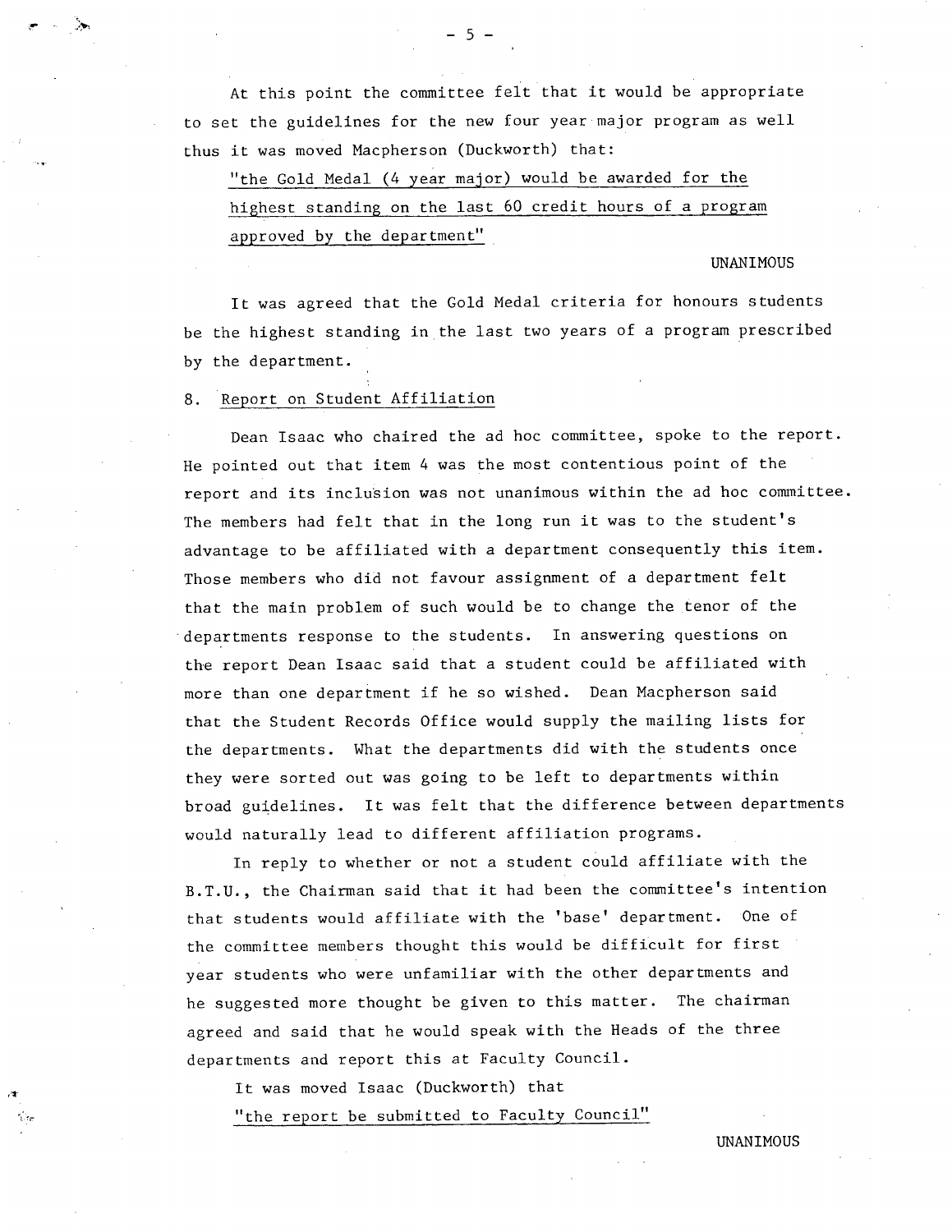At this point the committee felt that it would be appropriate to set the guidelines for the new four year major program as well thus it was moved Macpherson (Duckworth) that:

"the Gold Medal (4 year major) would be awarded for the highest standing on the last 60 credit hours of a program approved by the department"

UNANIMOUS

It was agreed that the Gold Medal criteria for honours students be the highest standing in the last two years of a program prescribed by the department.

8. Report on Student Affiliation

Dean Isaac who chaired the ad hoc committee, spoke to the report. He pointed out that item 4 was the most contentious point of the report and its inclusion was not unanimous within the ad hoc committee. The members had felt that in the long run it was to the student's advantage to be affiliated with a department consequently this item. Those members who did not favour assignment of a department felt that the main problem of such would be to change the tenor of the departments response to the students. In answering questions on the report Dean Isaac said that a student could be affiliated with more than one department if he so wished. Dean Macpherson said that the Student Records Office would supply the mailing lists for the departments. What the departments did with the students once they were sorted out was going to be left to departments within broad guidelines. It was felt that the difference between departments would naturally lead to different affiliation programs.

In reply to whether or not a student could affiliate with the B.T.U., the Chairman said that it had been the committee's intention that students would affiliate with the 'base' department. One of the committee members thought this would be difficult for first year students who were unfamiliar with the other departments and he suggested more thought be given to this matter. The chairman agreed and said that he would speak with the Heads of the three departments and report this at Faculty Council.

It was moved Isaac (Duckworth) that

"the report be submitted to Faculty Council"

UNANIMOUS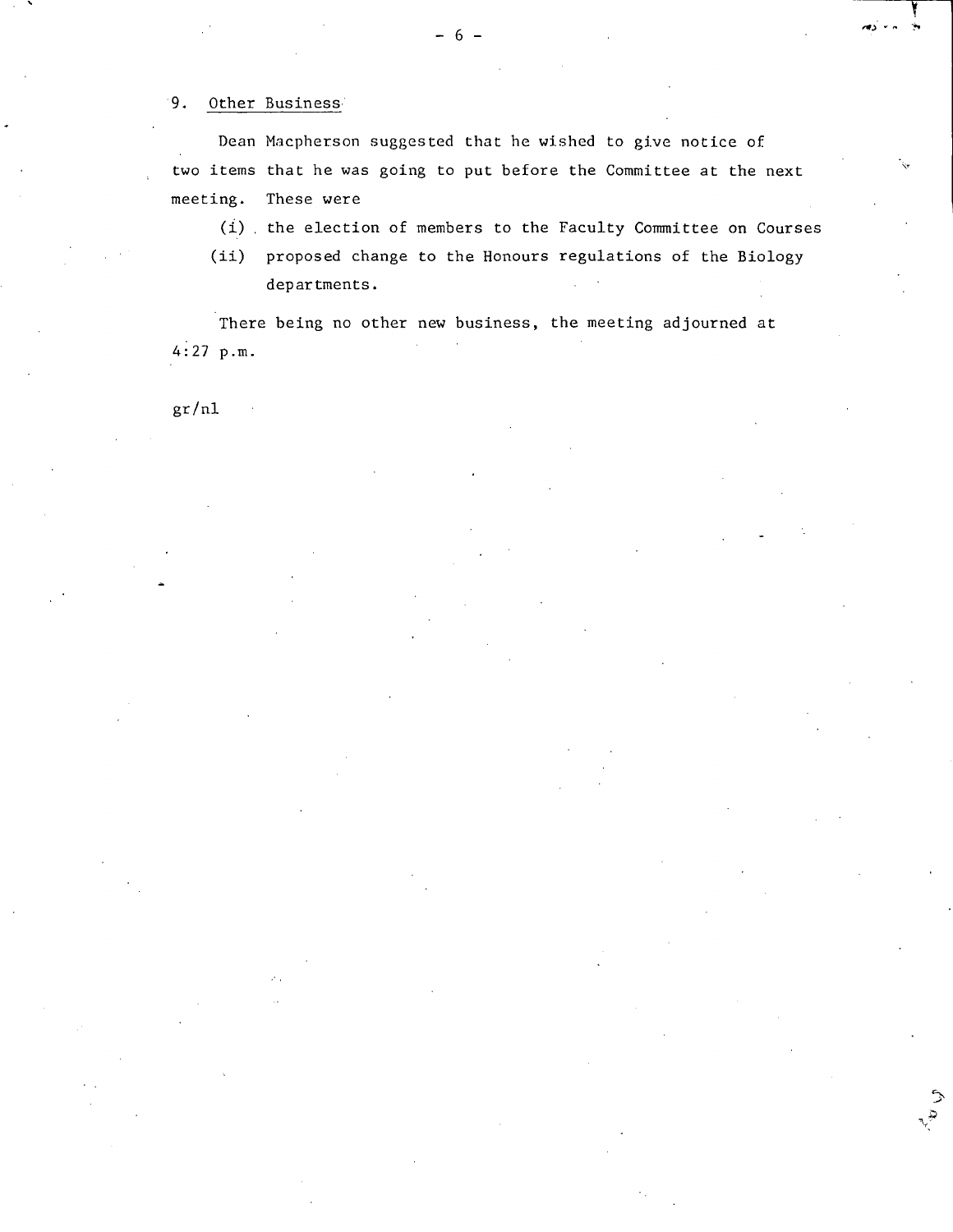9. Other Business

Dean Macpherson suggested that he wished to give notice of two items that he was going to put before the Committee at the next meeting. These were

(i) the election of members to the Faculty Committee on Courses

(ii) proposed change to the Honours regulations of the Biology departments.

There being no other new business, the meeting adjourned at 4:27 p.m.

gr/nl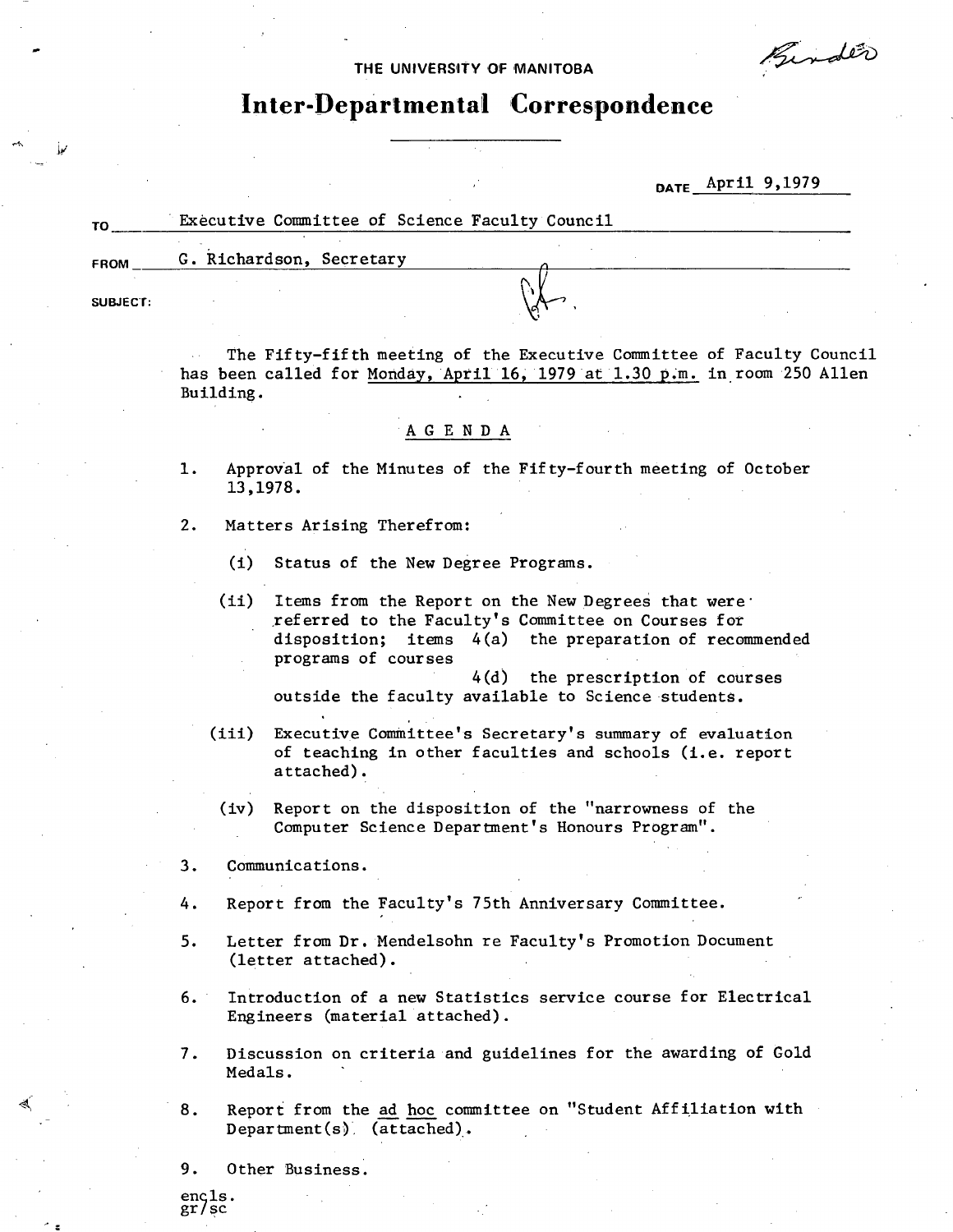THE UNIVERSITY OF MANITOBA

# Inter-Departmental Correspondence

DATE April 9,1979

TO Executive Committee of Science Faculty Council

FROM G. Richardson, Secretary

SUBJECT:

The Fifty-fifth meeting of the Executive Committee of Faculty Council has been called for Monday, April 16, 1979 at 1.30 p.m. in room 250 Allen Building.

A G E N D A

1. Approval of the Minutes of the Fifty-fourth meeting of October 13,1978.

2. Matters Arising Therefrom:

   (i) Status of the New Degree Programs.

   (ii) Items from the Report on the New Degrees that were referred to the Faculty's Committee on Courses for disposition; items 4(a) the preparation of recommended programs of courses
   4(d) the prescription of courses outside the faculty available to Science students.

   (iii) Executive Committee's Secretary's summary of evaluation of teaching in other faculties and schools (i.e. report attached).

   (iv) Report on the disposition of the "narrowness of the Computer Science Department's Honours Program".

3. Communications.

4. Report from the Faculty's 75th Anniversary Committee.

5. Letter from Dr. Mendelsohn re Faculty's Promotion Document (letter attached).

6. Introduction of a new Statistics service course for Electrical Engineers (material attached).

7. Discussion on criteria and guidelines for the awarding of Gold Medals.

8. Report from the ad hoc committee on "Student Affiliation with Department(s) (attached).

9. Other Business.

encls.
gr/sc